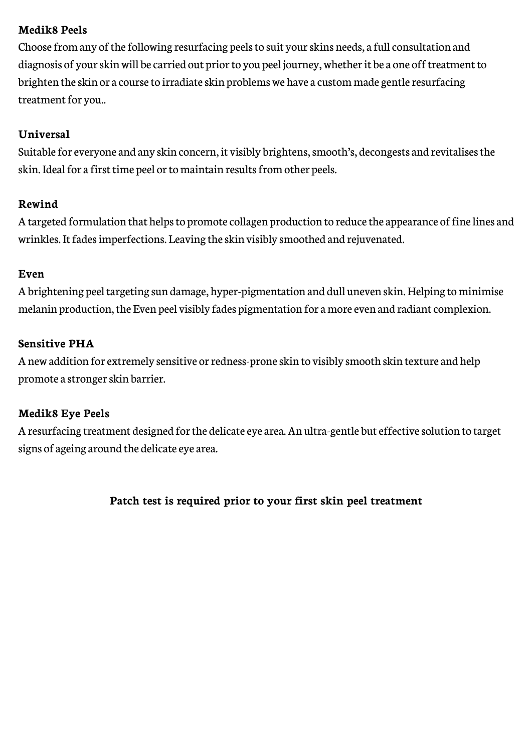**Medik8 Peels**

Choose from any of the following resurfacing peels to suit your skins needs, a full consultation and diagnosis of your skin will be carried out prior to you peel journey, whether it be a one off treatment to brighten the skin or a course to irradiate skin problems we have a custom made gentle resurfacing treatment for you..

**Universal**

Suitable for everyone and any skin concern, it visibly brightens, smooth's, decongests and revitalises the skin. Ideal for a first time peel or to maintain results from other peels.

**Rewind**

A targeted formulation that helps to promote collagen production to reduce the appearance of fine lines and wrinkles. It fades imperfections. Leaving the skin visibly smoothed and rejuvenated.

**Even**

A brightening peel targeting sun damage, hyper-pigmentation and dull uneven skin. Helping to minimise melanin production, the Even peel visibly fades pigmentation for a more even and radiant complexion.

**Sensitive PHA**

A new addition for extremely sensitive or redness-prone skin to visibly smooth skin texture and help promote a stronger skin barrier.

**Medik8 Eye Peels**

A resurfacing treatment designed for the delicate eye area. An ultra-gentle but effective solution to target signs of ageing around the delicate eye area.

**Patch test is required prior to your first skin peel treatment**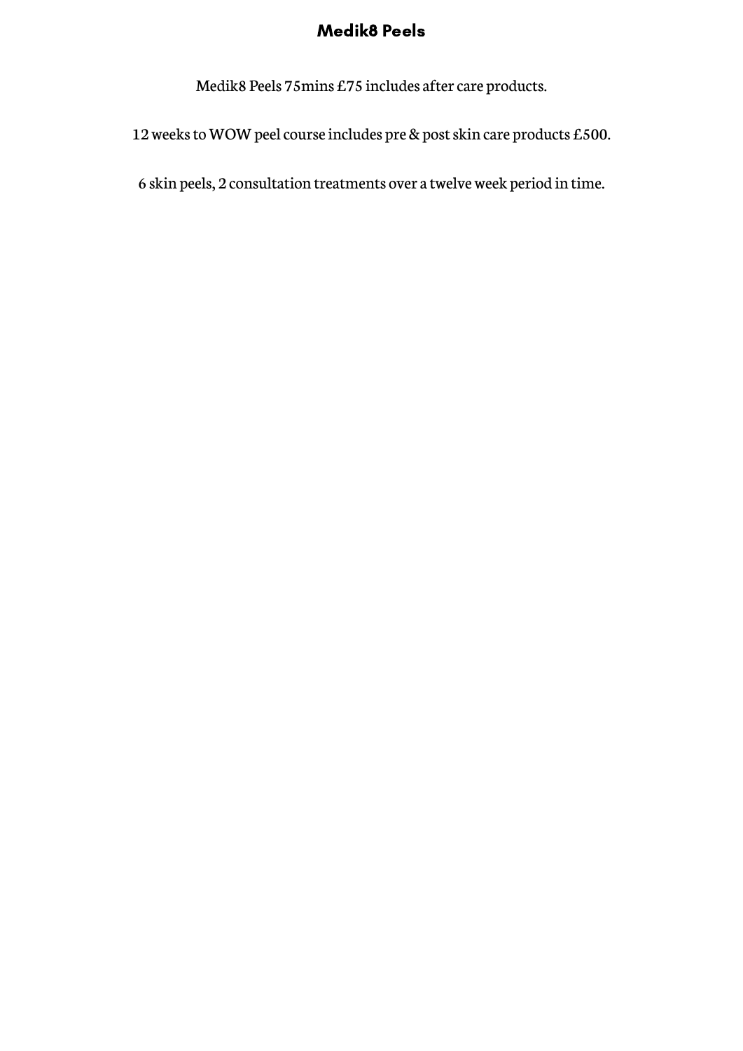## Medik8 Peels

Medik8 Peels 75mins £75 includes after care products.

12 weeks to WOW peel course includes pre & post skin care products £500.

6 skin peels, 2 consultation treatments over a twelve week period in time.